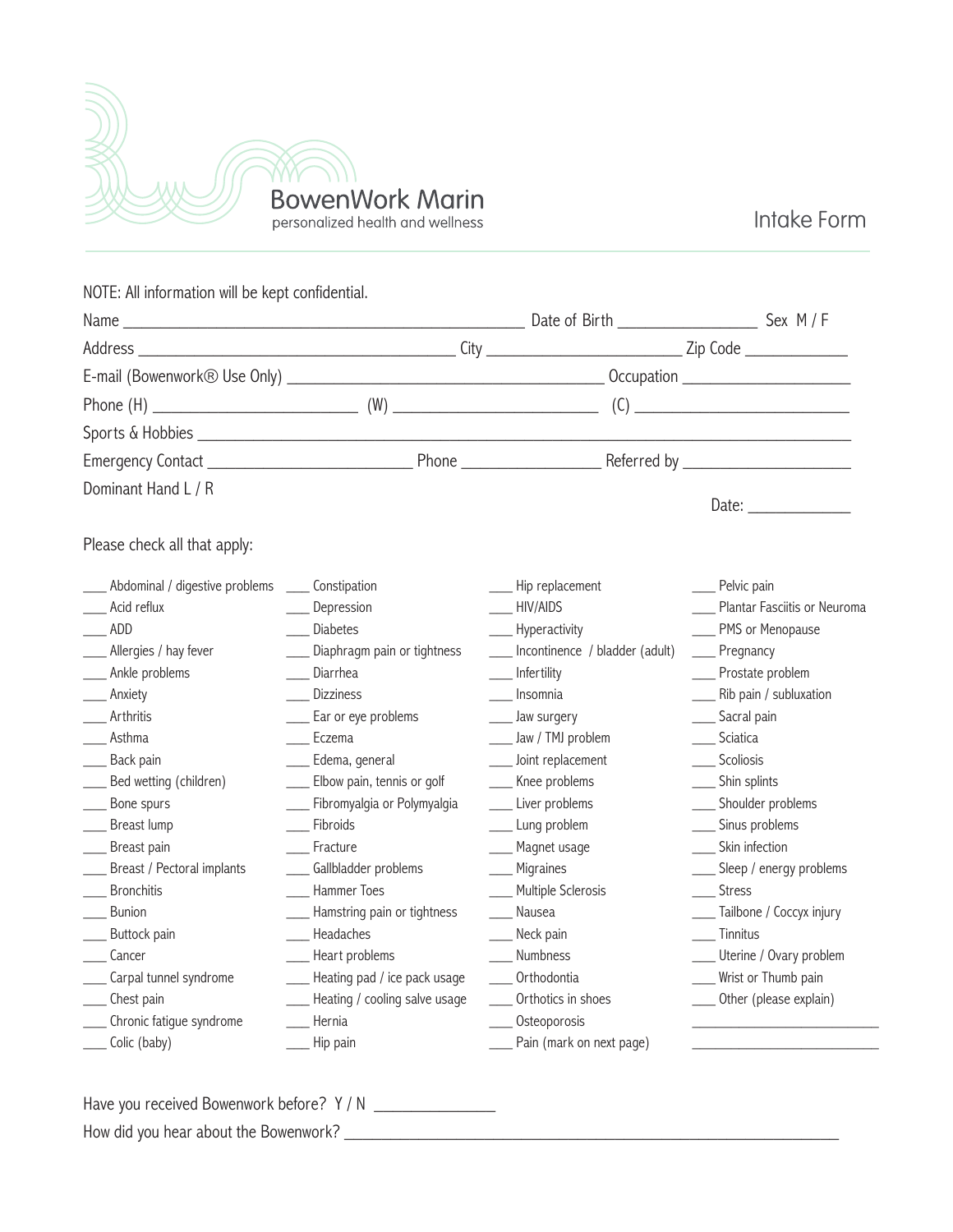BowenWork Marin
personalized health and wellness

# Intake Form

NOTE: All information will be kept confidential.

Name ______________________________________________ Date of Birth ________________ Sex M / F

Address ____________________________________ City ______________________ Zip Code ____________

E-mail (Bowenwork® Use Only) ___________________________________ Occupation ____________________

Phone (H) _______________________ (W) _______________________ (C) _________________________

Sports & Hobbies ___________________________________________________________________________

Emergency Contact _______________________ Phone ________________ Referred by ____________________

Dominant Hand L / R

Date: ____________

Please check all that apply:

___ Abdominal / digestive problems
___ Acid reflux
___ ADD
___ Allergies / hay fever
___ Ankle problems
___ Anxiety
___ Arthritis
___ Asthma
___ Back pain
___ Bed wetting (children)
___ Bone spurs
___ Breast lump
___ Breast pain
___ Breast / Pectoral implants
___ Bronchitis
___ Bunion
___ Buttock pain
___ Cancer
___ Carpal tunnel syndrome
___ Chest pain
___ Chronic fatigue syndrome
___ Colic (baby)
___ Constipation
___ Depression
___ Diabetes
___ Diaphragm pain or tightness
___ Diarrhea
___ Dizziness
___ Ear or eye problems
___ Eczema
___ Edema, general
___ Elbow pain, tennis or golf
___ Fibromyalgia or Polymyalgia
___ Fibroids
___ Fracture
___ Gallbladder problems
___ Hammer Toes
___ Hamstring pain or tightness
___ Headaches
___ Heart problems
___ Heating pad / ice pack usage
___ Heating / cooling salve usage
___ Hernia
___ Hip pain
___ Hip replacement
___ HIV/AIDS
___ Hyperactivity
___ Incontinence / bladder (adult)
___ Infertility
___ Insomnia
___ Jaw surgery
___ Jaw / TMJ problem
___ Joint replacement
___ Knee problems
___ Liver problems
___ Lung problem
___ Magnet usage
___ Migraines
___ Multiple Sclerosis
___ Nausea
___ Neck pain
___ Numbness
___ Orthodontia
___ Orthotics in shoes
___ Osteoporosis
___ Pain (mark on next page)
___ Pelvic pain
___ Plantar Fasciitis or Neuroma
___ PMS or Menopause
___ Pregnancy
___ Prostate problem
___ Rib pain / subluxation
___ Sacral pain
___ Sciatica
___ Scoliosis
___ Shin splints
___ Shoulder problems
___ Sinus problems
___ Skin infection
___ Sleep / energy problems
___ Stress
___ Tailbone / Coccyx injury
___ Tinnitus
___ Uterine / Ovary problem
___ Wrist or Thumb pain
___ Other (please explain)
_________________________
_________________________

Have you received Bowenwork before? Y / N ______________

How did you hear about the Bowenwork? ___________________________________________________________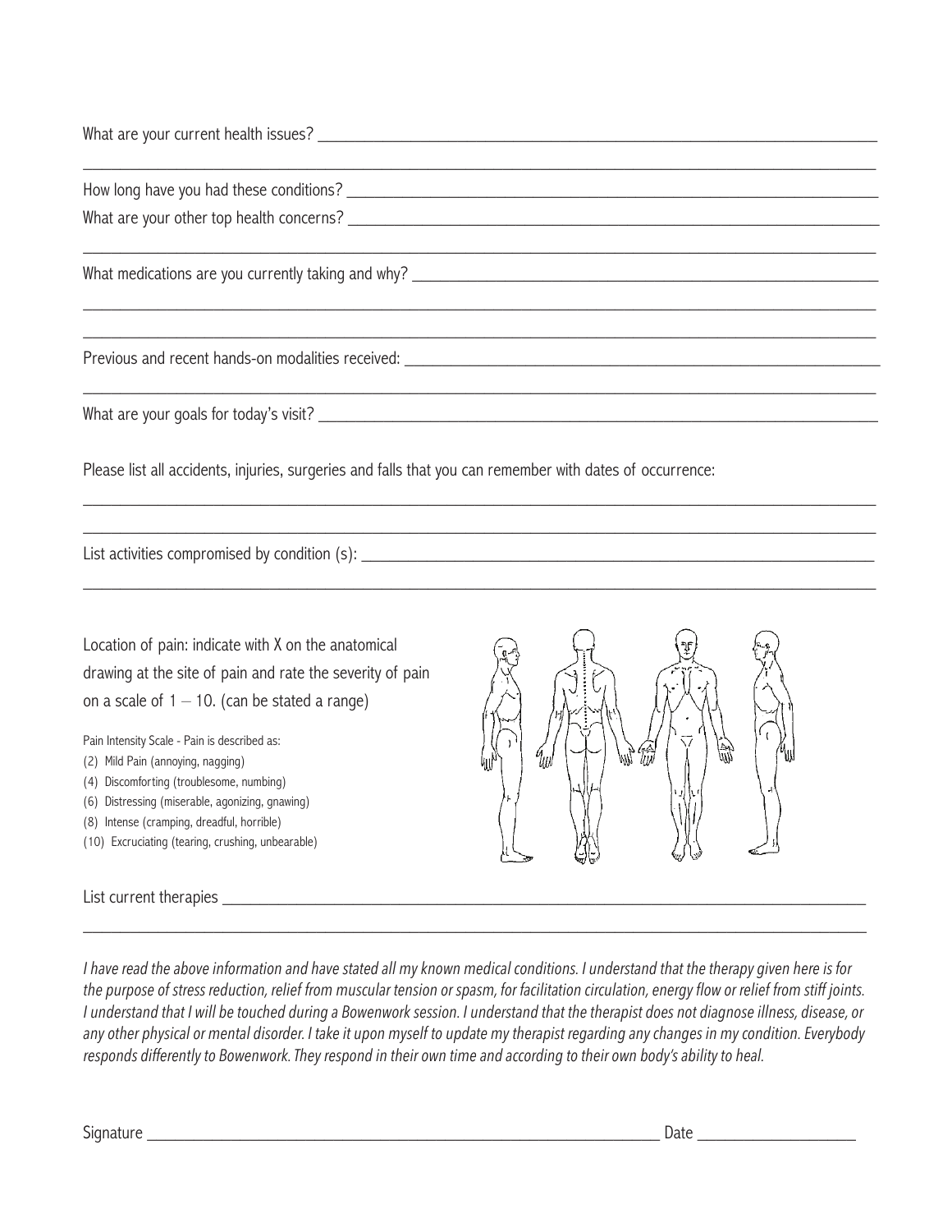What are your current health issues? ______________________________________________________________

______________________________________________________________________________________________

How long have you had these conditions? ____________________________________________________________

What are your other top health concerns? ___________________________________________________________

______________________________________________________________________________________________

What medications are you currently taking and why? __________________________________________________

______________________________________________________________________________________________

______________________________________________________________________________________________

Previous and recent hands-on modalities received: ____________________________________________________

______________________________________________________________________________________________

What are your goals for today's visit? ______________________________________________________________

Please list all accidents, injuries, surgeries and falls that you can remember with dates of occurrence:

______________________________________________________________________________________________

______________________________________________________________________________________________

List activities compromised by condition (s): ________________________________________________________

______________________________________________________________________________________________

Location of pain: indicate with X on the anatomical drawing at the site of pain and rate the severity of pain on a scale of 1 – 10. (can be stated a range)

Pain Intensity Scale - Pain is described as:

- (2) Mild Pain (annoying, nagging)
- (4) Discomforting (troublesome, numbing)
- (6) Distressing (miserable, agonizing, gnawing)
- (8) Intense (cramping, dreadful, horrible)
- (10) Excruciating (tearing, crushing, unbearable)

List current therapies ____________________________________________________________________________

______________________________________________________________________________________________

*I have read the above information and have stated all my known medical conditions. I understand that the therapy given here is for the purpose of stress reduction, relief from muscular tension or spasm, for facilitation circulation, energy flow or relief from stiff joints. I understand that I will be touched during a Bowenwork session. I understand that the therapist does not diagnose illness, disease, or any other physical or mental disorder. I take it upon myself to update my therapist regarding any changes in my condition. Everybody responds differently to Bowenwork. They respond in their own time and according to their own body's ability to heal.*

Signature ______________________________________________________________ Date ____________________